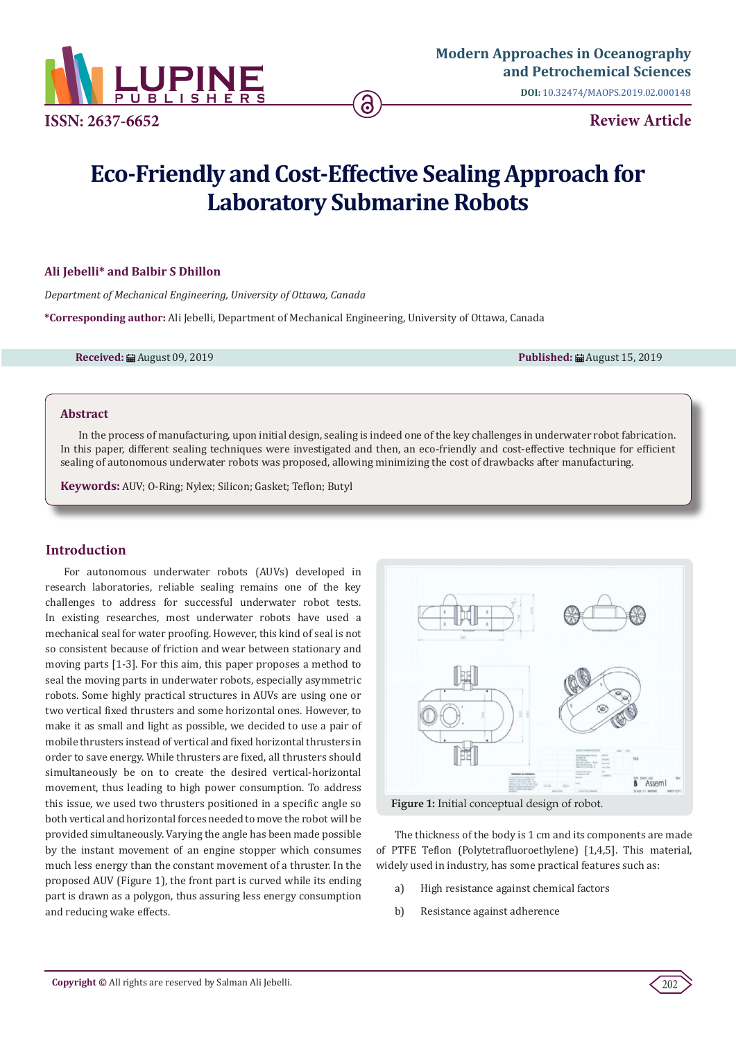# Eco-Friendly and Cost-Effective Sealing Approach for Laboratory Submarine Robots

**Ali Jebelli\* and Balbir S Dhillon**

*Department of Mechanical Engineering, University of Ottawa, Canada*

**\*Corresponding author:** Ali Jebelli, Department of Mechanical Engineering, University of Ottawa, Canada

**Received:** August 09, 2019 **Published:** August 15, 2019

## Abstract

In the process of manufacturing, upon initial design, sealing is indeed one of the key challenges in underwater robot fabrication. In this paper, different sealing techniques were investigated and then, an eco-friendly and cost-effective technique for efficient sealing of autonomous underwater robots was proposed, allowing minimizing the cost of drawbacks after manufacturing.

**Keywords:** AUV; O-Ring; Nylex; Silicon; Gasket; Teflon; Butyl

## Introduction

For autonomous underwater robots (AUVs) developed in research laboratories, reliable sealing remains one of the key challenges to address for successful underwater robot tests. In existing researches, most underwater robots have used a mechanical seal for water proofing. However, this kind of seal is not so consistent because of friction and wear between stationary and moving parts [1-3]. For this aim, this paper proposes a method to seal the moving parts in underwater robots, especially asymmetric robots. Some highly practical structures in AUVs are using one or two vertical fixed thrusters and some horizontal ones. However, to make it as small and light as possible, we decided to use a pair of mobile thrusters instead of vertical and fixed horizontal thrusters in order to save energy. While thrusters are fixed, all thrusters should simultaneously be on to create the desired vertical-horizontal movement, thus leading to high power consumption. To address this issue, we used two thrusters positioned in a specific angle so both vertical and horizontal forces needed to move the robot will be provided simultaneously. Varying the angle has been made possible by the instant movement of an engine stopper which consumes much less energy than the constant movement of a thruster. In the proposed AUV (Figure 1), the front part is curved while its ending part is drawn as a polygon, thus assuring less energy consumption and reducing wake effects.

**Figure 1:** Initial conceptual design of robot.

The thickness of the body is 1 cm and its components are made of PTFE Teflon (Polytetrafluoroethylene) [1,4,5]. This material, widely used in industry, has some practical features such as:

a) High resistance against chemical factors

b) Resistance against adherence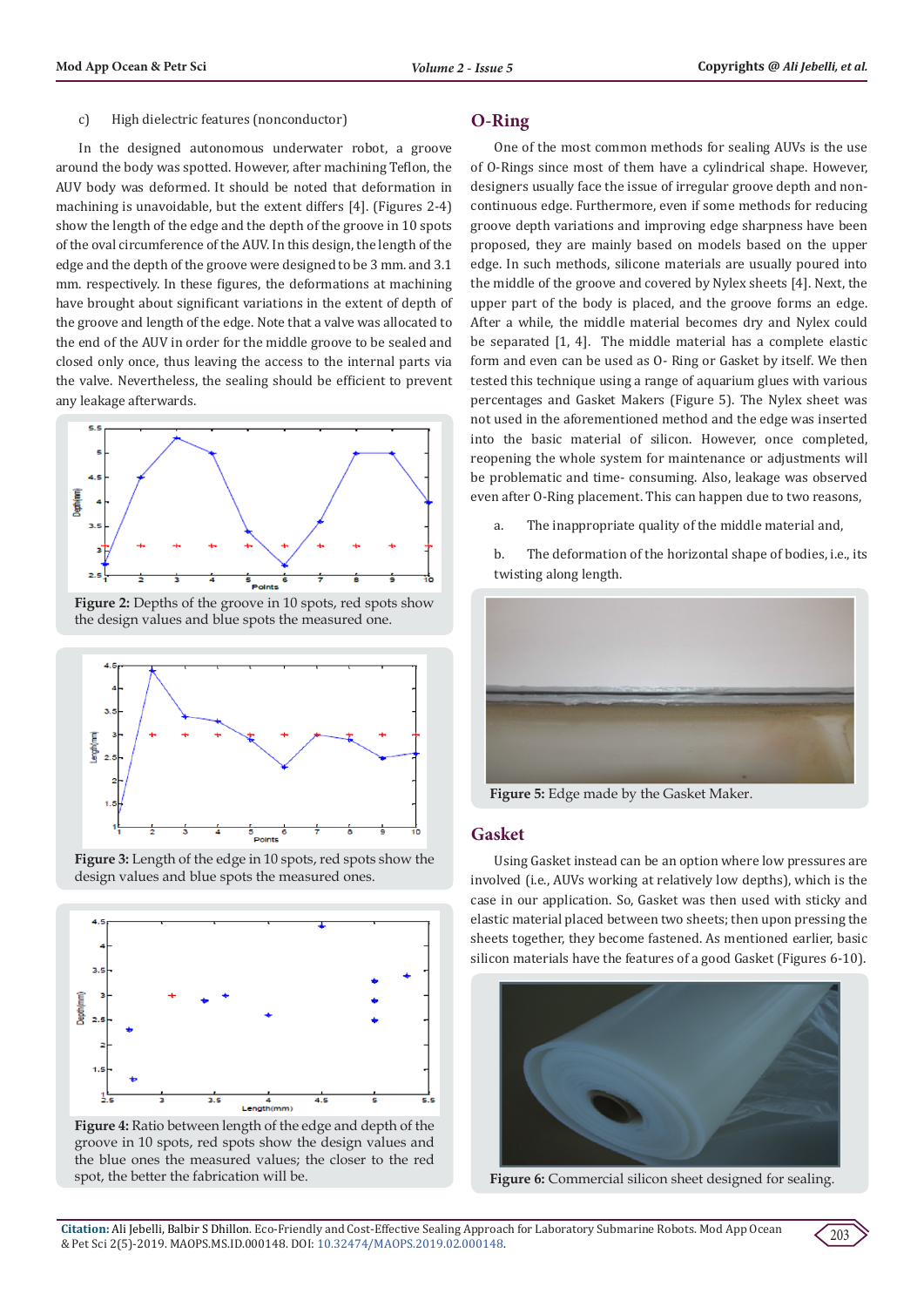c) High dielectric features (nonconductor)

In the designed autonomous underwater robot, a groove around the body was spotted. However, after machining Teflon, the AUV body was deformed. It should be noted that deformation in machining is unavoidable, but the extent differs [4]. (Figures 2-4) show the length of the edge and the depth of the groove in 10 spots of the oval circumference of the AUV. In this design, the length of the edge and the depth of the groove were designed to be 3 mm. and 3.1 mm. respectively. In these figures, the deformations at machining have brought about significant variations in the extent of depth of the groove and length of the edge. Note that a valve was allocated to the end of the AUV in order for the middle groove to be sealed and closed only once, thus leaving the access to the internal parts via the valve. Nevertheless, the sealing should be efficient to prevent any leakage afterwards.

**Figure 2:** Depths of the groove in 10 spots, red spots show the design values and blue spots the measured one.

**Figure 3:** Length of the edge in 10 spots, red spots show the design values and blue spots the measured ones.

**Figure 4:** Ratio between length of the edge and depth of the groove in 10 spots, red spots show the design values and the blue ones the measured values; the closer to the red spot, the better the fabrication will be.

## O-Ring

One of the most common methods for sealing AUVs is the use of O-Rings since most of them have a cylindrical shape. However, designers usually face the issue of irregular groove depth and non-continuous edge. Furthermore, even if some methods for reducing groove depth variations and improving edge sharpness have been proposed, they are mainly based on models based on the upper edge. In such methods, silicone materials are usually poured into the middle of the groove and covered by Nylex sheets [4]. Next, the upper part of the body is placed, and the groove forms an edge. After a while, the middle material becomes dry and Nylex could be separated [1, 4]. The middle material has a complete elastic form and even can be used as O- Ring or Gasket by itself. We then tested this technique using a range of aquarium glues with various percentages and Gasket Makers (Figure 5). The Nylex sheet was not used in the aforementioned method and the edge was inserted into the basic material of silicon. However, once completed, reopening the whole system for maintenance or adjustments will be problematic and time- consuming. Also, leakage was observed even after O-Ring placement. This can happen due to two reasons,

a. The inappropriate quality of the middle material and,

b. The deformation of the horizontal shape of bodies, i.e., its twisting along length.

**Figure 5:** Edge made by the Gasket Maker.

## Gasket

Using Gasket instead can be an option where low pressures are involved (i.e., AUVs working at relatively low depths), which is the case in our application. So, Gasket was then used with sticky and elastic material placed between two sheets; then upon pressing the sheets together, they become fastened. As mentioned earlier, basic silicon materials have the features of a good Gasket (Figures 6-10).

**Figure 6:** Commercial silicon sheet designed for sealing.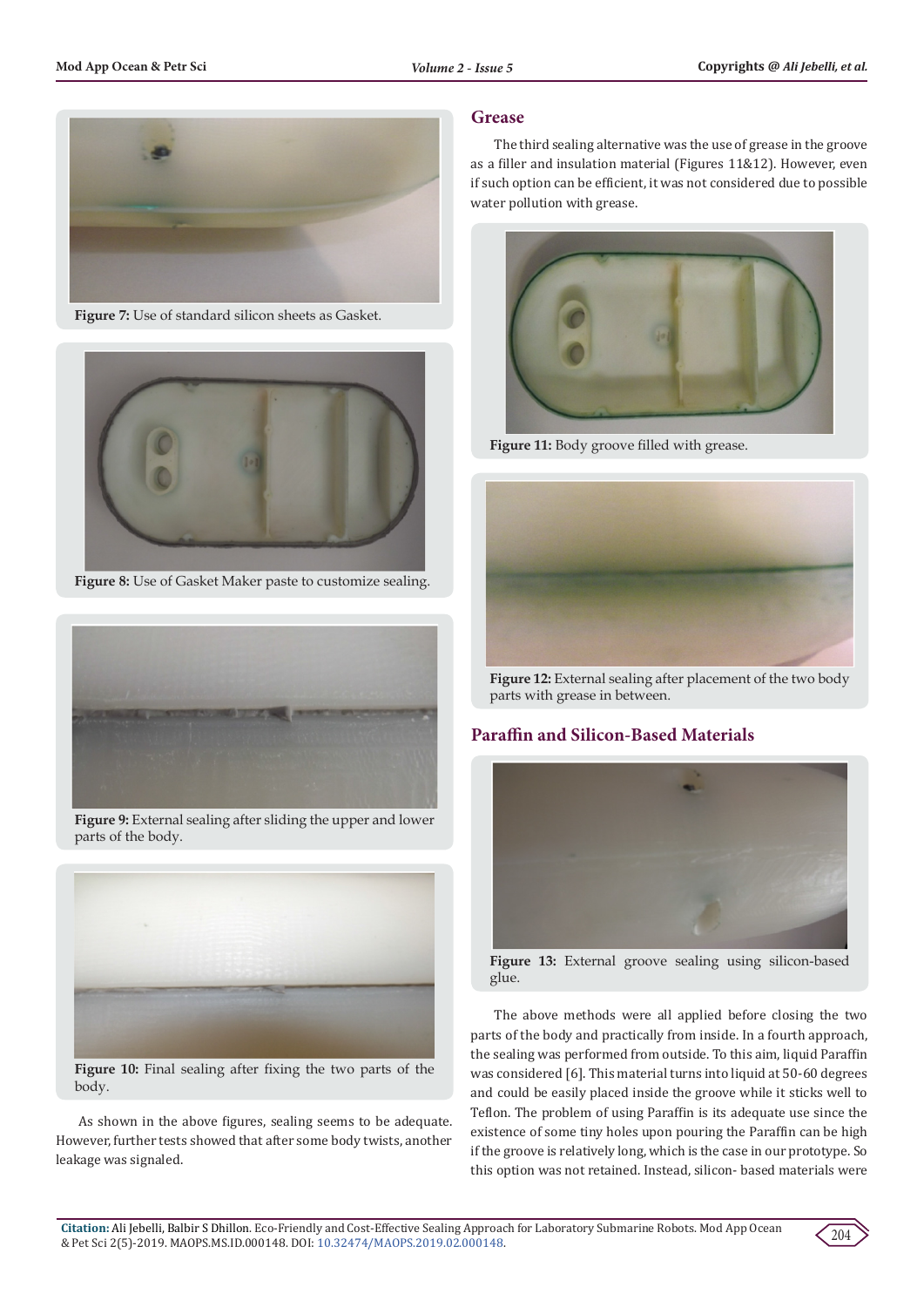Figure 7: Use of standard silicon sheets as Gasket.

Figure 8: Use of Gasket Maker paste to customize sealing.

Figure 9: External sealing after sliding the upper and lower parts of the body.

Figure 10: Final sealing after fixing the two parts of the body.

As shown in the above figures, sealing seems to be adequate. However, further tests showed that after some body twists, another leakage was signaled.

## Grease

The third sealing alternative was the use of grease in the groove as a filler and insulation material (Figures 11&12). However, even if such option can be efficient, it was not considered due to possible water pollution with grease.

Figure 11: Body groove filled with grease.

Figure 12: External sealing after placement of the two body parts with grease in between.

## Paraffin and Silicon-Based Materials

Figure 13: External groove sealing using silicon-based glue.

The above methods were all applied before closing the two parts of the body and practically from inside. In a fourth approach, the sealing was performed from outside. To this aim, liquid Paraffin was considered [6]. This material turns into liquid at 50-60 degrees and could be easily placed inside the groove while it sticks well to Teflon. The problem of using Paraffin is its adequate use since the existence of some tiny holes upon pouring the Paraffin can be high if the groove is relatively long, which is the case in our prototype. So this option was not retained. Instead, silicon- based materials were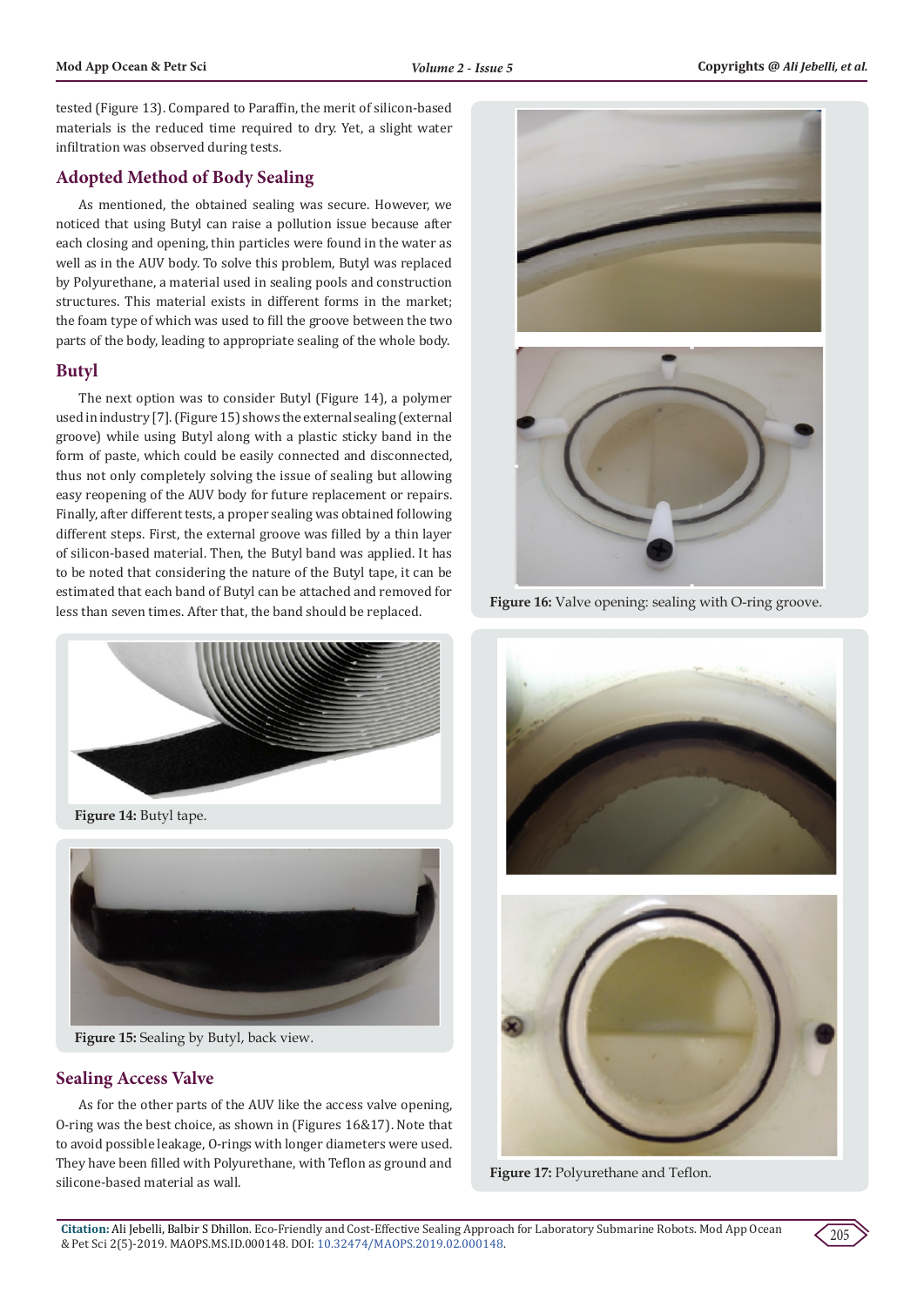tested (Figure 13). Compared to Paraffin, the merit of silicon-based materials is the reduced time required to dry. Yet, a slight water infiltration was observed during tests.

## Adopted Method of Body Sealing

As mentioned, the obtained sealing was secure. However, we noticed that using Butyl can raise a pollution issue because after each closing and opening, thin particles were found in the water as well as in the AUV body. To solve this problem, Butyl was replaced by Polyurethane, a material used in sealing pools and construction structures. This material exists in different forms in the market; the foam type of which was used to fill the groove between the two parts of the body, leading to appropriate sealing of the whole body.

## Butyl

The next option was to consider Butyl (Figure 14), a polymer used in industry [7]. (Figure 15) shows the external sealing (external groove) while using Butyl along with a plastic sticky band in the form of paste, which could be easily connected and disconnected, thus not only completely solving the issue of sealing but allowing easy reopening of the AUV body for future replacement or repairs. Finally, after different tests, a proper sealing was obtained following different steps. First, the external groove was filled by a thin layer of silicon-based material. Then, the Butyl band was applied. It has to be noted that considering the nature of the Butyl tape, it can be estimated that each band of Butyl can be attached and removed for less than seven times. After that, the band should be replaced.

**Figure 14:** Butyl tape.

**Figure 15:** Sealing by Butyl, back view.

## Sealing Access Valve

As for the other parts of the AUV like the access valve opening, O-ring was the best choice, as shown in (Figures 16&17). Note that to avoid possible leakage, O-rings with longer diameters were used. They have been filled with Polyurethane, with Teflon as ground and silicone-based material as wall.

**Figure 16:** Valve opening: sealing with O-ring groove.

**Figure 17:** Polyurethane and Teflon.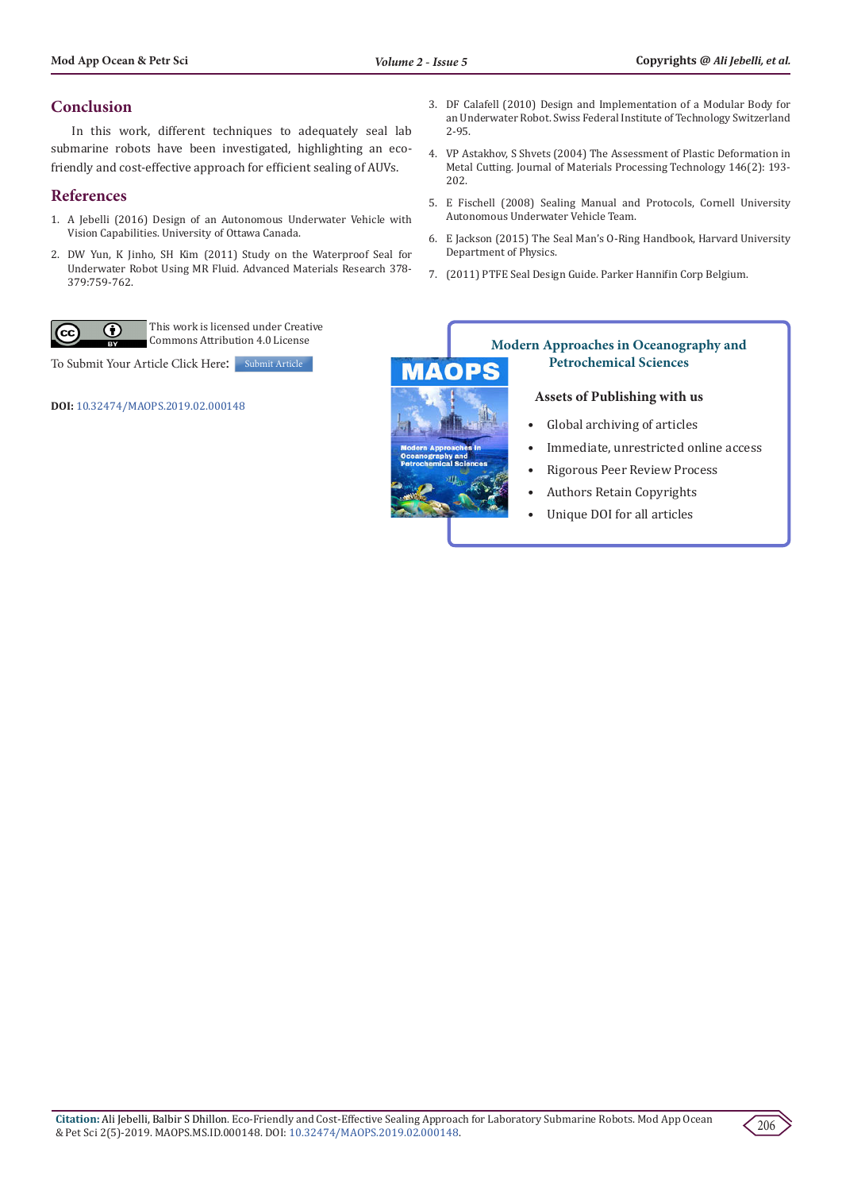## Conclusion

In this work, different techniques to adequately seal lab submarine robots have been investigated, highlighting an eco-friendly and cost-effective approach for efficient sealing of AUVs.

## References

1. A Jebelli (2016) Design of an Autonomous Underwater Vehicle with Vision Capabilities. University of Ottawa Canada.
2. DW Yun, K Jinho, SH Kim (2011) Study on the Waterproof Seal for Underwater Robot Using MR Fluid. Advanced Materials Research 378-379:759-762.
3. DF Calafell (2010) Design and Implementation of a Modular Body for an Underwater Robot. Swiss Federal Institute of Technology Switzerland 2-95.
4. VP Astakhov, S Shvets (2004) The Assessment of Plastic Deformation in Metal Cutting. Journal of Materials Processing Technology 146(2): 193-202.
5. E Fischell (2008) Sealing Manual and Protocols, Cornell University Autonomous Underwater Vehicle Team.
6. E Jackson (2015) The Seal Man's O-Ring Handbook, Harvard University Department of Physics.
7. (2011) PTFE Seal Design Guide. Parker Hannifin Corp Belgium.

This work is licensed under Creative Commons Attribution 4.0 License

To Submit Your Article Click Here: Submit Article

**DOI:** 10.32474/MAOPS.2019.02.000148

**Modern Approaches in Oceanography and Petrochemical Sciences**

**Assets of Publishing with us**

- Global archiving of articles
- Immediate, unrestricted online access
- Rigorous Peer Review Process
- Authors Retain Copyrights
- Unique DOI for all articles

**Citation:** Ali Jebelli, Balbir S Dhillon. Eco-Friendly and Cost-Effective Sealing Approach for Laboratory Submarine Robots. Mod App Ocean & Pet Sci 2(5)-2019. MAOPS.MS.ID.000148. DOI: 10.32474/MAOPS.2019.02.000148.